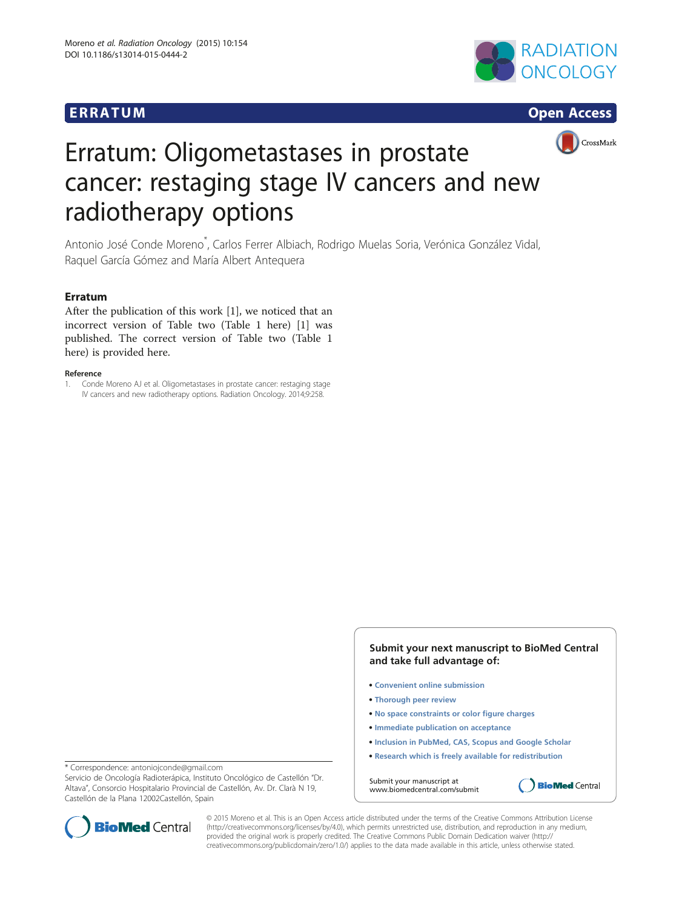# Erratum: Oligometastases in prostate cancer: restaging stage IV cancers and new radiotherapy options

Antonio José Conde Moreno*, Carlos Ferrer Albiach, Rodrigo Muelas Soria, Verónica González Vidal, Raquel García Gómez and María Albert Antequera

## Erratum

After the publication of this work [1], we noticed that an incorrect version of Table two (Table 1 here) [1] was published. The correct version of Table two (Table 1 here) is provided here.

### Reference

1. Conde Moreno AJ et al. Oligometastases in prostate cancer: restaging stage IV cancers and new radiotherapy options. Radiation Oncology. 2014;9:258.

\* Correspondence: antoniojconde@gmail.com
Servicio de Oncología Radioterápica, Instituto Oncológico de Castellón "Dr. Altava", Consorcio Hospitalario Provincial de Castellón, Av. Dr. Clarà N 19, Castellón de la Plana 12002Castellón, Spain

© 2015 Moreno et al. This is an Open Access article distributed under the terms of the Creative Commons Attribution License (http://creativecommons.org/licenses/by/4.0), which permits unrestricted use, distribution, and reproduction in any medium, provided the original work is properly credited. The Creative Commons Public Domain Dedication waiver (http://creativecommons.org/publicdomain/zero/1.0/) applies to the data made available in this article, unless otherwise stated.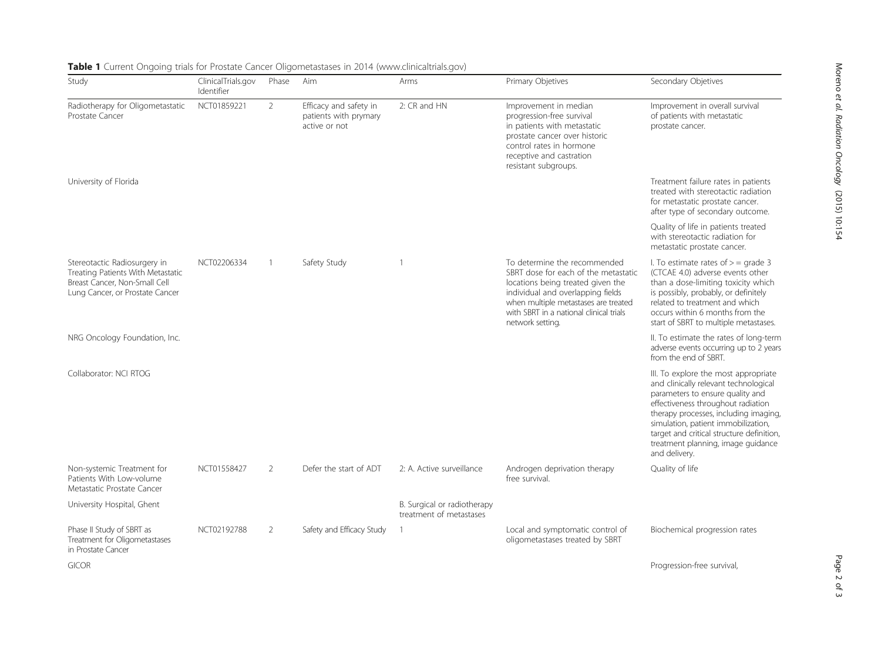**Table 1** Current Ongoing trials for Prostate Cancer Oligometastases in 2014 (www.clinicaltrials.gov)

| Study | ClinicalTrials.gov Identifier | Phase | Aim | Arms | Primary Objetives | Secondary Objetives |
|---|---|---|---|---|---|---|
| Radiotherapy for Oligometastatic Prostate Cancer | NCT01859221 | 2 | Efficacy and safety in patients with prymary active or not | 2: CR and HN | Improvement in median progression-free survival in patients with metastatic prostate cancer over historic control rates in hormone receptive and castration resistant subgroups. | Improvement in overall survival of patients with metastatic prostate cancer. |
| University of Florida | | | | | | Treatment failure rates in patients treated with stereotactic radiation for metastatic prostate cancer. after type of secondary outcome. |
| | | | | | | Quality of life in patients treated with stereotactic radiation for metastatic prostate cancer. |
| Stereotactic Radiosurgery in Treating Patients With Metastatic Breast Cancer, Non-Small Cell Lung Cancer, or Prostate Cancer | NCT02206334 | 1 | Safety Study | 1 | To determine the recommended SBRT dose for each of the metastatic locations being treated given the individual and overlapping fields when multiple metastases are treated with SBRT in a national clinical trials network setting. | I. To estimate rates of >= grade 3 (CTCAE 4.0) adverse events other than a dose-limiting toxicity which is possibly, probably, or definitely related to treatment and which occurs within 6 months from the start of SBRT to multiple metastases. |
| NRG Oncology Foundation, Inc. | | | | | | II. To estimate the rates of long-term adverse events occurring up to 2 years from the end of SBRT. |
| Collaborator: NCI RTOG | | | | | | III. To explore the most appropriate and clinically relevant technological parameters to ensure quality and effectiveness throughout radiation therapy processes, including imaging, simulation, patient immobilization, target and critical structure definition, treatment planning, image guidance and delivery. |
| Non-systemic Treatment for Patients With Low-volume Metastatic Prostate Cancer | NCT01558427 | 2 | Defer the start of ADT | 2: A. Active surveillance | Androgen deprivation therapy free survival. | Quality of life |
| University Hospital, Ghent | | | | B. Surgical or radiotherapy treatment of metastases | | |
| Phase II Study of SBRT as Treatment for Oligometastases in Prostate Cancer | NCT02192788 | 2 | Safety and Efficacy Study | 1 | Local and symptomatic control of oligometastases treated by SBRT | Biochemical progression rates |
| GICOR | | | | | | Progression-free survival, |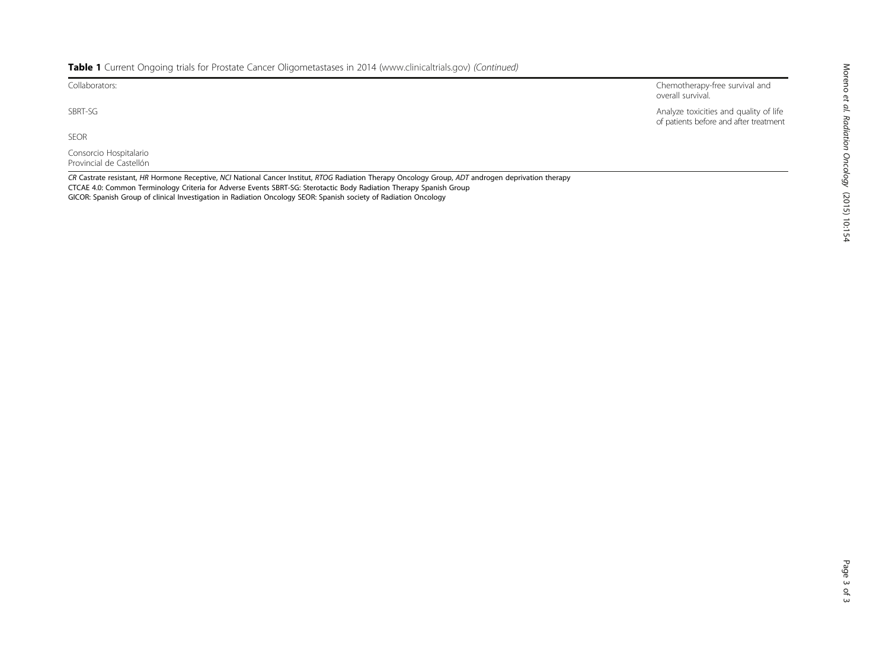**Table 1** Current Ongoing trials for Prostate Cancer Oligometastases in 2014 (www.clinicaltrials.gov) *(Continued)*

| | |
|---|---|
| Collaborators: | Chemotherapy-free survival and overall survival. |
| SBRT-SG | Analyze toxicities and quality of life of patients before and after treatment |
| SEOR | |
| Consorcio Hospitalario Provincial de Castellón | |

*CR* Castrate resistant, *HR* Hormone Receptive, *NCI* National Cancer Institut, *RTOG* Radiation Therapy Oncology Group, *ADT* androgen deprivation therapy
CTCAE 4.0: Common Terminology Criteria for Adverse Events SBRT-SG: Sterotactic Body Radiation Therapy Spanish Group
GICOR: Spanish Group of clinical Investigation in Radiation Oncology SEOR: Spanish society of Radiation Oncology